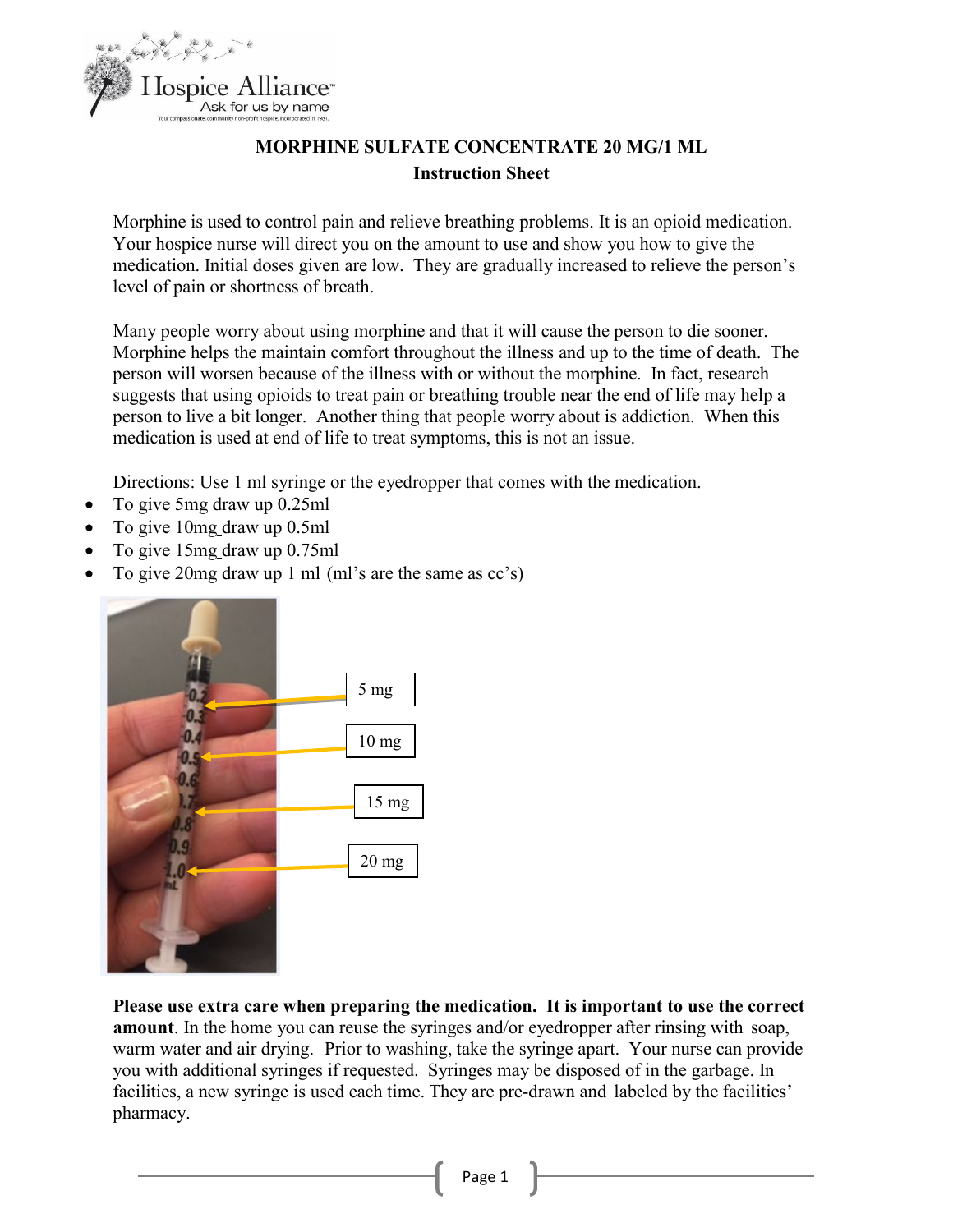Hospice Alliance
Ask for us by name

## MORPHINE SULFATE CONCENTRATE 20 MG/1 ML

### Instruction Sheet

Morphine is used to control pain and relieve breathing problems. It is an opioid medication. Your hospice nurse will direct you on the amount to use and show you how to give the medication. Initial doses given are low. They are gradually increased to relieve the person's level of pain or shortness of breath.

Many people worry about using morphine and that it will cause the person to die sooner. Morphine helps the maintain comfort throughout the illness and up to the time of death. The person will worsen because of the illness with or without the morphine. In fact, research suggests that using opioids to treat pain or breathing trouble near the end of life may help a person to live a bit longer. Another thing that people worry about is addiction. When this medication is used at end of life to treat symptoms, this is not an issue.

Directions: Use 1 ml syringe or the eyedropper that comes with the medication.

- To give 5mg draw up 0.25ml
- To give 10mg draw up 0.5ml
- To give 15mg draw up 0.75ml
- To give 20mg draw up 1 ml (ml's are the same as cc's)

5 mg

10 mg

15 mg

20 mg

**Please use extra care when preparing the medication. It is important to use the correct amount**. In the home you can reuse the syringes and/or eyedropper after rinsing with soap, warm water and air drying. Prior to washing, take the syringe apart. Your nurse can provide you with additional syringes if requested. Syringes may be disposed of in the garbage. In facilities, a new syringe is used each time. They are pre-drawn and labeled by the facilities' pharmacy.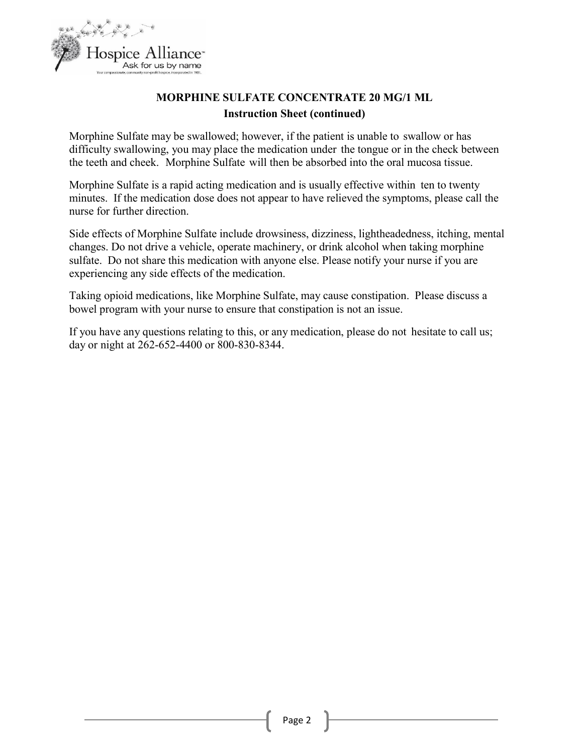## MORPHINE SULFATE CONCENTRATE 20 MG/1 ML

**Instruction Sheet (continued)**

Morphine Sulfate may be swallowed; however, if the patient is unable to swallow or has difficulty swallowing, you may place the medication under the tongue or in the check between the teeth and cheek. Morphine Sulfate will then be absorbed into the oral mucosa tissue.

Morphine Sulfate is a rapid acting medication and is usually effective within ten to twenty minutes. If the medication dose does not appear to have relieved the symptoms, please call the nurse for further direction.

Side effects of Morphine Sulfate include drowsiness, dizziness, lightheadedness, itching, mental changes. Do not drive a vehicle, operate machinery, or drink alcohol when taking morphine sulfate. Do not share this medication with anyone else. Please notify your nurse if you are experiencing any side effects of the medication.

Taking opioid medications, like Morphine Sulfate, may cause constipation. Please discuss a bowel program with your nurse to ensure that constipation is not an issue.

If you have any questions relating to this, or any medication, please do not hesitate to call us; day or night at 262-652-4400 or 800-830-8344.